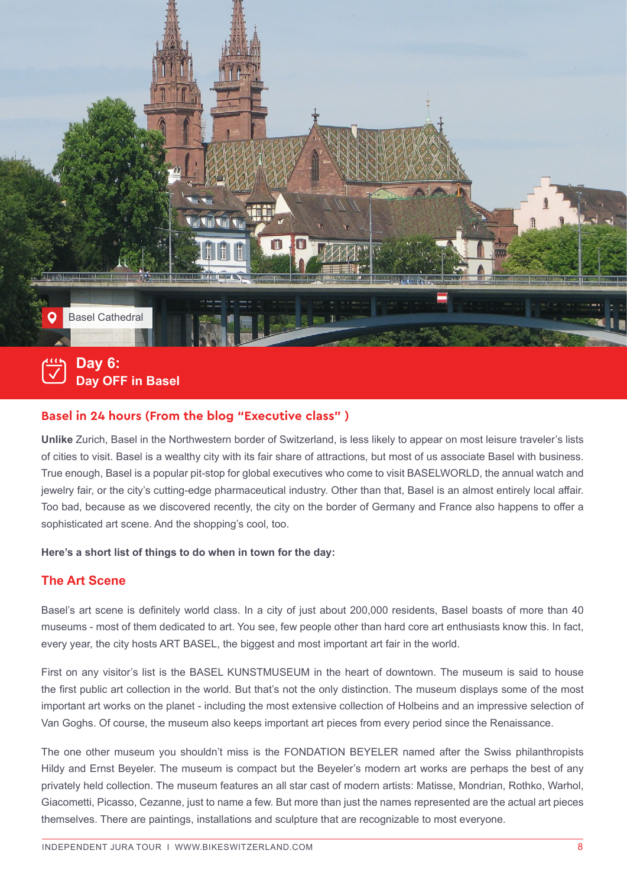Basel Cathedral

## Day 6: Day OFF in Basel

### Basel in 24 hours (From the blog "Executive class" )

**Unlike** Zurich, Basel in the Northwestern border of Switzerland, is less likely to appear on most leisure traveler's lists of cities to visit. Basel is a wealthy city with its fair share of attractions, but most of us associate Basel with business. True enough, Basel is a popular pit-stop for global executives who come to visit BASELWORLD, the annual watch and jewelry fair, or the city's cutting-edge pharmaceutical industry. Other than that, Basel is an almost entirely local affair. Too bad, because as we discovered recently, the city on the border of Germany and France also happens to offer a sophisticated art scene. And the shopping's cool, too.

**Here's a short list of things to do when in town for the day:**

### The Art Scene

Basel's art scene is definitely world class. In a city of just about 200,000 residents, Basel boasts of more than 40 museums - most of them dedicated to art. You see, few people other than hard core art enthusiasts know this. In fact, every year, the city hosts ART BASEL, the biggest and most important art fair in the world.

First on any visitor's list is the BASEL KUNSTMUSEUM in the heart of downtown. The museum is said to house the first public art collection in the world. But that's not the only distinction. The museum displays some of the most important art works on the planet - including the most extensive collection of Holbeins and an impressive selection of Van Goghs. Of course, the museum also keeps important art pieces from every period since the Renaissance.

The one other museum you shouldn't miss is the FONDATION BEYELER named after the Swiss philanthropists Hildy and Ernst Beyeler. The museum is compact but the Beyeler's modern art works are perhaps the best of any privately held collection. The museum features an all star cast of modern artists: Matisse, Mondrian, Rothko, Warhol, Giacometti, Picasso, Cezanne, just to name a few. But more than just the names represented are the actual art pieces themselves. There are paintings, installations and sculpture that are recognizable to most everyone.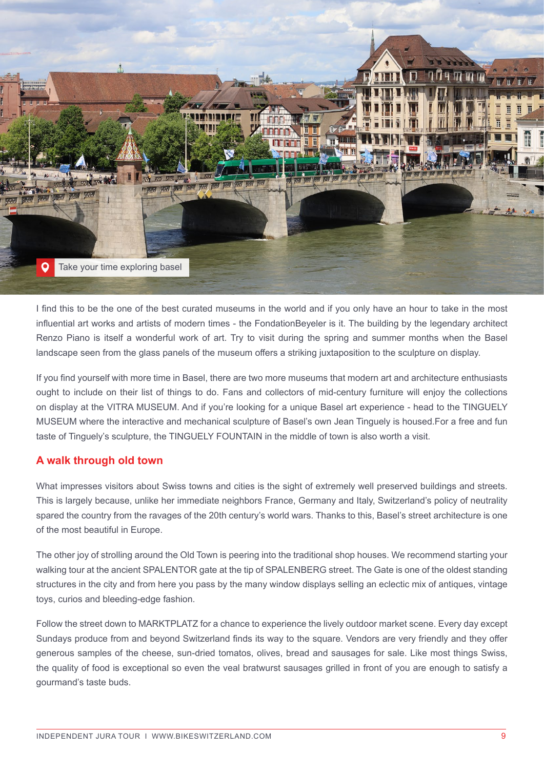Take your time exploring basel

I find this to be the one of the best curated museums in the world and if you only have an hour to take in the most influential art works and artists of modern times - the FondationBeyeler is it. The building by the legendary architect Renzo Piano is itself a wonderful work of art. Try to visit during the spring and summer months when the Basel landscape seen from the glass panels of the museum offers a striking juxtaposition to the sculpture on display.

If you find yourself with more time in Basel, there are two more museums that modern art and architecture enthusiasts ought to include on their list of things to do. Fans and collectors of mid-century furniture will enjoy the collections on display at the VITRA MUSEUM. And if you're looking for a unique Basel art experience - head to the TINGUELY MUSEUM where the interactive and mechanical sculpture of Basel's own Jean Tinguely is housed.For a free and fun taste of Tinguely's sculpture, the TINGUELY FOUNTAIN in the middle of town is also worth a visit.

## A walk through old town

What impresses visitors about Swiss towns and cities is the sight of extremely well preserved buildings and streets. This is largely because, unlike her immediate neighbors France, Germany and Italy, Switzerland's policy of neutrality spared the country from the ravages of the 20th century's world wars. Thanks to this, Basel's street architecture is one of the most beautiful in Europe.

The other joy of strolling around the Old Town is peering into the traditional shop houses. We recommend starting your walking tour at the ancient SPALENTOR gate at the tip of SPALENBERG street. The Gate is one of the oldest standing structures in the city and from here you pass by the many window displays selling an eclectic mix of antiques, vintage toys, curios and bleeding-edge fashion.

Follow the street down to MARKTPLATZ for a chance to experience the lively outdoor market scene. Every day except Sundays produce from and beyond Switzerland finds its way to the square. Vendors are very friendly and they offer generous samples of the cheese, sun-dried tomatos, olives, bread and sausages for sale. Like most things Swiss, the quality of food is exceptional so even the veal bratwurst sausages grilled in front of you are enough to satisfy a gourmand's taste buds.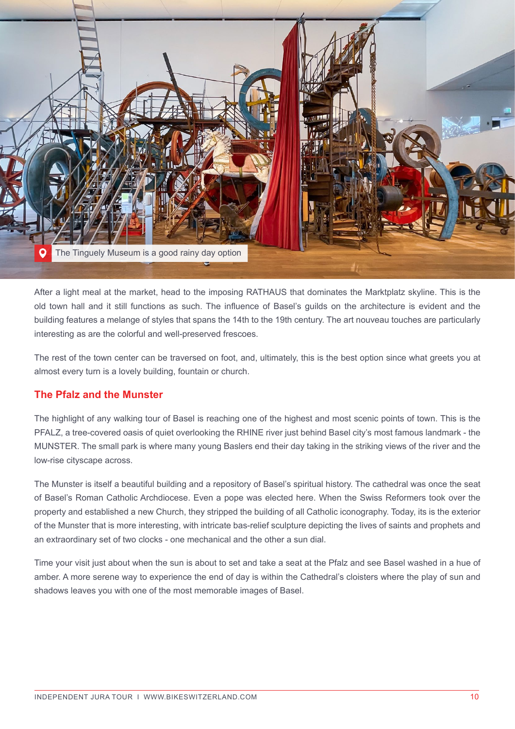The Tinguely Museum is a good rainy day option

After a light meal at the market, head to the imposing RATHAUS that dominates the Marktplatz skyline. This is the old town hall and it still functions as such. The influence of Basel's guilds on the architecture is evident and the building features a melange of styles that spans the 14th to the 19th century. The art nouveau touches are particularly interesting as are the colorful and well-preserved frescoes.

The rest of the town center can be traversed on foot, and, ultimately, this is the best option since what greets you at almost every turn is a lovely building, fountain or church.

## The Pfalz and the Munster

The highlight of any walking tour of Basel is reaching one of the highest and most scenic points of town. This is the PFALZ, a tree-covered oasis of quiet overlooking the RHINE river just behind Basel city's most famous landmark - the MUNSTER. The small park is where many young Baslers end their day taking in the striking views of the river and the low-rise cityscape across.

The Munster is itself a beautiful building and a repository of Basel's spiritual history. The cathedral was once the seat of Basel's Roman Catholic Archdiocese. Even a pope was elected here. When the Swiss Reformers took over the property and established a new Church, they stripped the building of all Catholic iconography. Today, its is the exterior of the Munster that is more interesting, with intricate bas-relief sculpture depicting the lives of saints and prophets and an extraordinary set of two clocks - one mechanical and the other a sun dial.

Time your visit just about when the sun is about to set and take a seat at the Pfalz and see Basel washed in a hue of amber. A more serene way to experience the end of day is within the Cathedral's cloisters where the play of sun and shadows leaves you with one of the most memorable images of Basel.